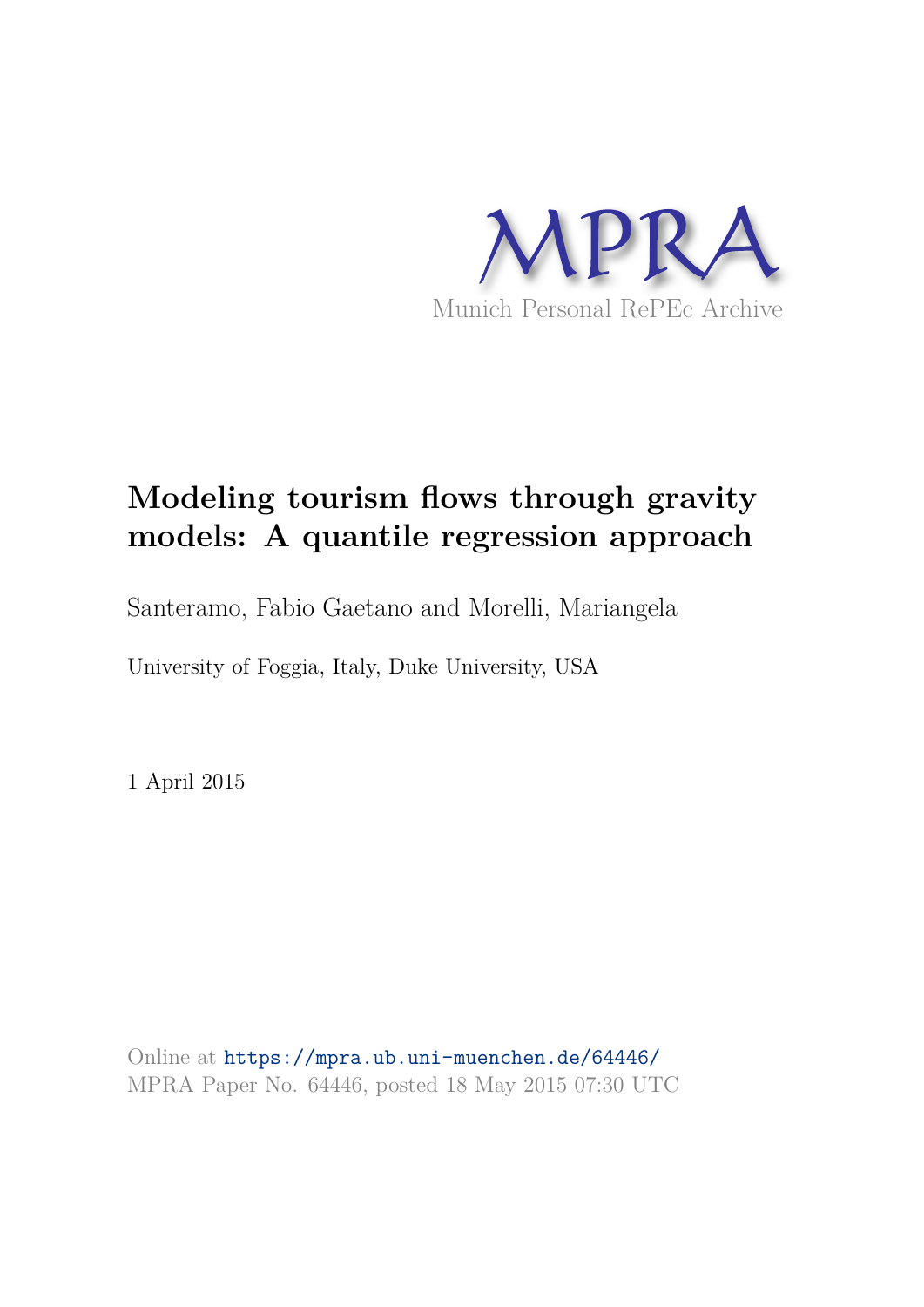MPRA

Munich Personal RePEc Archive

# Modeling tourism flows through gravity models: A quantile regression approach

Santeramo, Fabio Gaetano and Morelli, Mariangela

University of Foggia, Italy, Duke University, USA

1 April 2015

Online at https://mpra.ub.uni-muenchen.de/64446/
MPRA Paper No. 64446, posted 18 May 2015 07:30 UTC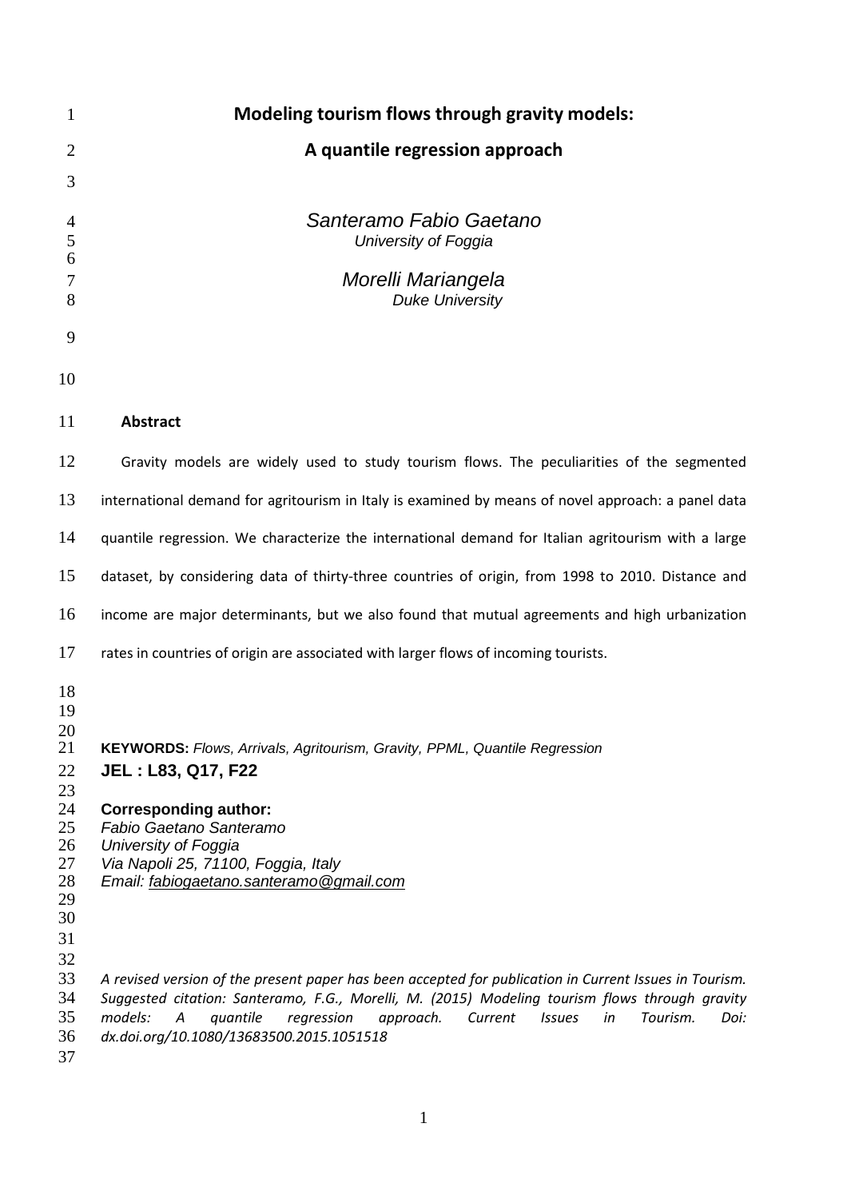# Modeling tourism flows through gravity models:

## A quantile regression approach

*Santeramo Fabio Gaetano*
*University of Foggia*

*Morelli Mariangela*
*Duke University*

**Abstract**

Gravity models are widely used to study tourism flows. The peculiarities of the segmented international demand for agritourism in Italy is examined by means of novel approach: a panel data quantile regression. We characterize the international demand for Italian agritourism with a large dataset, by considering data of thirty-three countries of origin, from 1998 to 2010. Distance and income are major determinants, but we also found that mutual agreements and high urbanization rates in countries of origin are associated with larger flows of incoming tourists.

**KEYWORDS:** *Flows, Arrivals, Agritourism, Gravity, PPML, Quantile Regression*

**JEL : L83, Q17, F22**

**Corresponding author:**
*Fabio Gaetano Santeramo*
*University of Foggia*
*Via Napoli 25, 71100, Foggia, Italy*
*Email: fabiogaetano.santeramo@gmail.com*

*A revised version of the present paper has been accepted for publication in Current Issues in Tourism. Suggested citation: Santeramo, F.G., Morelli, M. (2015) Modeling tourism flows through gravity models: A quantile regression approach. Current Issues in Tourism. Doi: dx.doi.org/10.1080/13683500.2015.1051518*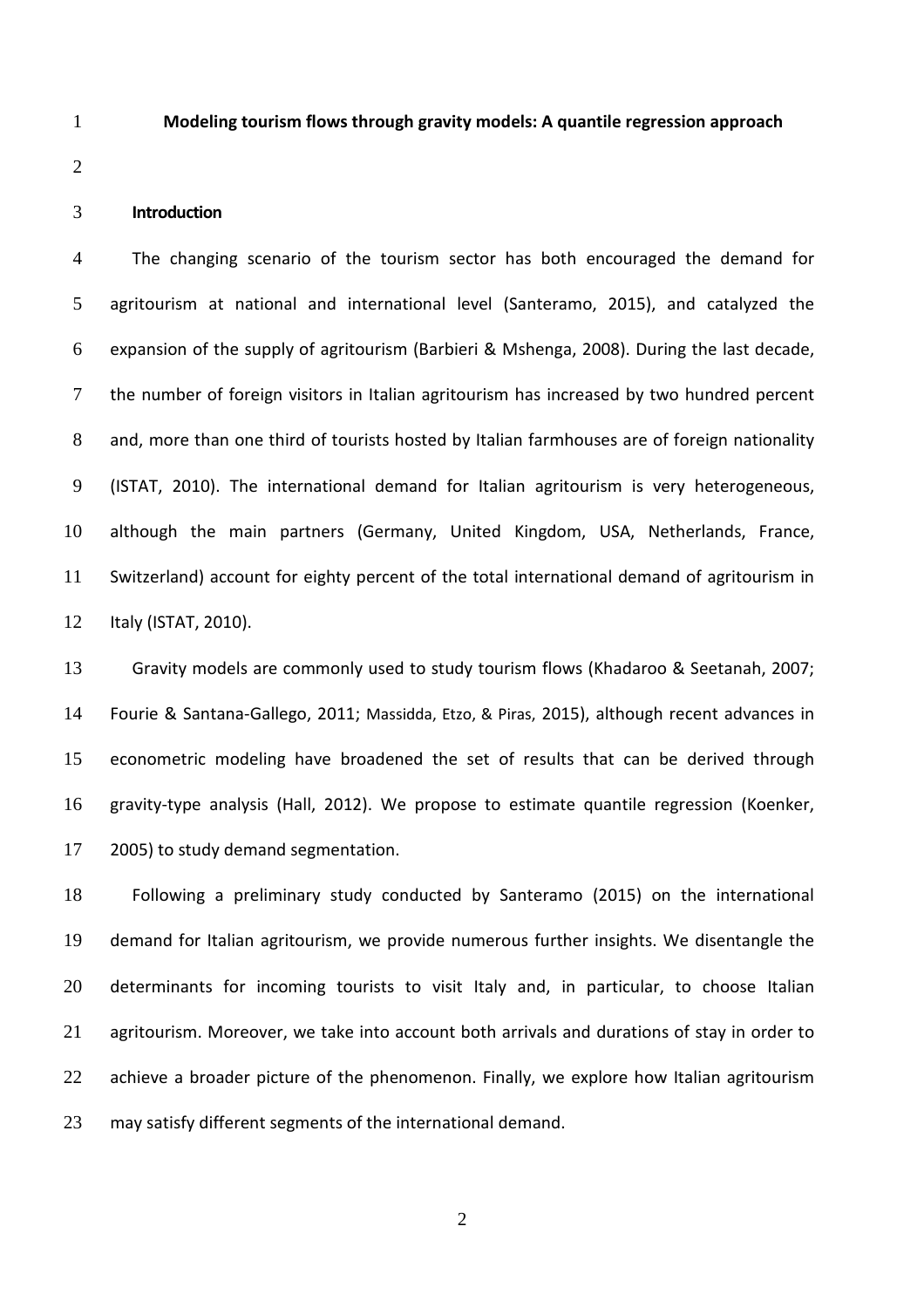# Modeling tourism flows through gravity models: A quantile regression approach

## Introduction

The changing scenario of the tourism sector has both encouraged the demand for agritourism at national and international level (Santeramo, 2015), and catalyzed the expansion of the supply of agritourism (Barbieri & Mshenga, 2008). During the last decade, the number of foreign visitors in Italian agritourism has increased by two hundred percent and, more than one third of tourists hosted by Italian farmhouses are of foreign nationality (ISTAT, 2010). The international demand for Italian agritourism is very heterogeneous, although the main partners (Germany, United Kingdom, USA, Netherlands, France, Switzerland) account for eighty percent of the total international demand of agritourism in Italy (ISTAT, 2010).

Gravity models are commonly used to study tourism flows (Khadaroo & Seetanah, 2007; Fourie & Santana-Gallego, 2011; Massidda, Etzo, & Piras, 2015), although recent advances in econometric modeling have broadened the set of results that can be derived through gravity-type analysis (Hall, 2012). We propose to estimate quantile regression (Koenker, 2005) to study demand segmentation.

Following a preliminary study conducted by Santeramo (2015) on the international demand for Italian agritourism, we provide numerous further insights. We disentangle the determinants for incoming tourists to visit Italy and, in particular, to choose Italian agritourism. Moreover, we take into account both arrivals and durations of stay in order to achieve a broader picture of the phenomenon. Finally, we explore how Italian agritourism may satisfy different segments of the international demand.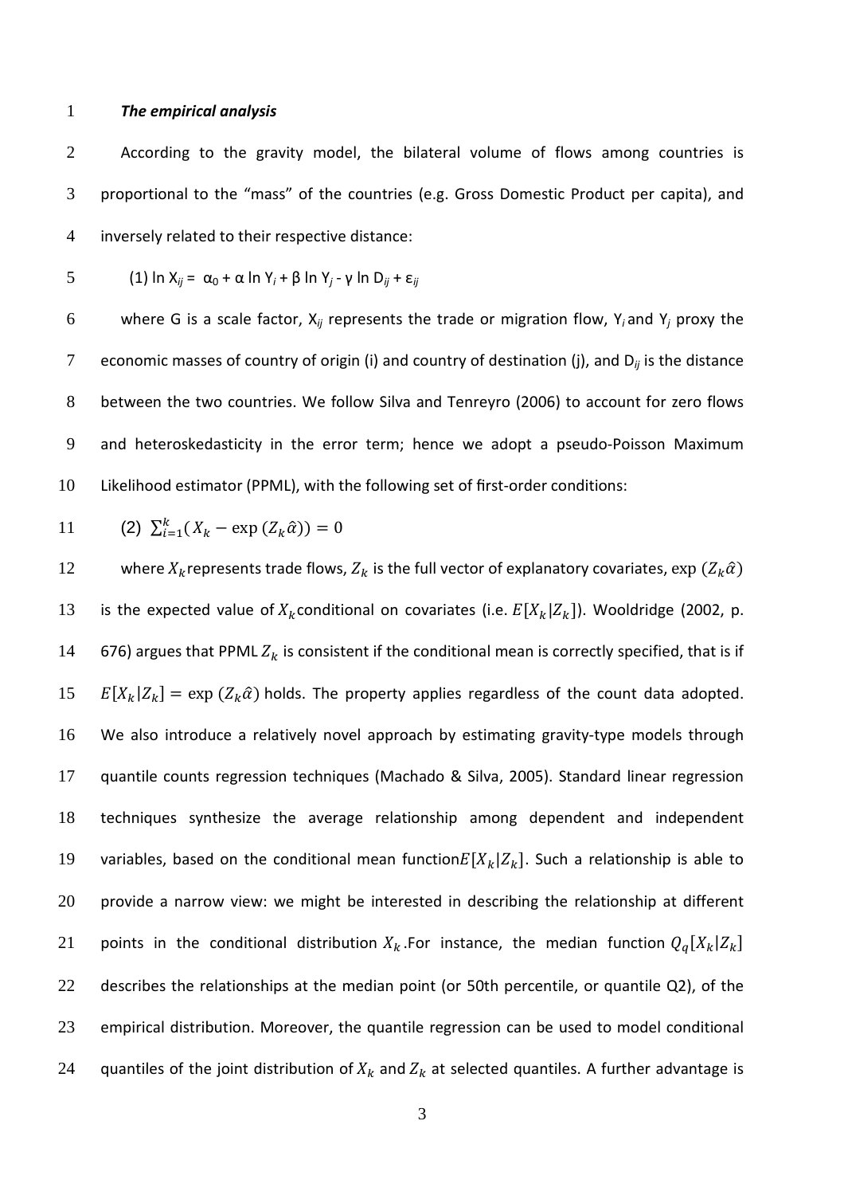***The empirical analysis***

According to the gravity model, the bilateral volume of flows among countries is proportional to the "mass" of the countries (e.g. Gross Domestic Product per capita), and inversely related to their respective distance:

(1) $\ln X_{ij} = \alpha_0 + \alpha \ln Y_i + \beta \ln Y_j - \gamma \ln D_{ij} + \varepsilon_{ij}$

where G is a scale factor, $X_{ij}$ represents the trade or migration flow, $Y_i$ and $Y_j$ proxy the economic masses of country of origin (i) and country of destination (j), and $D_{ij}$ is the distance between the two countries. We follow Silva and Tenreyro (2006) to account for zero flows and heteroskedasticity in the error term; hence we adopt a pseudo-Poisson Maximum Likelihood estimator (PPML), with the following set of first-order conditions:

(2) $\sum_{i=1}^{k}(X_k - \exp(Z_k\hat{\alpha})) = 0$

where $X_k$ represents trade flows, $Z_k$ is the full vector of explanatory covariates, $\exp(Z_k\hat{\alpha})$ is the expected value of $X_k$ conditional on covariates (i.e. $E[X_k|Z_k]$). Wooldridge (2002, p. 676) argues that PPML $Z_k$ is consistent if the conditional mean is correctly specified, that is if $E[X_k|Z_k] = \exp(Z_k\hat{\alpha})$ holds. The property applies regardless of the count data adopted. We also introduce a relatively novel approach by estimating gravity-type models through quantile counts regression techniques (Machado & Silva, 2005). Standard linear regression techniques synthesize the average relationship among dependent and independent variables, based on the conditional mean function $E[X_k|Z_k]$. Such a relationship is able to provide a narrow view: we might be interested in describing the relationship at different points in the conditional distribution $X_k$. For instance, the median function $Q_q[X_k|Z_k]$ describes the relationships at the median point (or 50th percentile, or quantile Q2), of the empirical distribution. Moreover, the quantile regression can be used to model conditional quantiles of the joint distribution of $X_k$ and $Z_k$ at selected quantiles. A further advantage is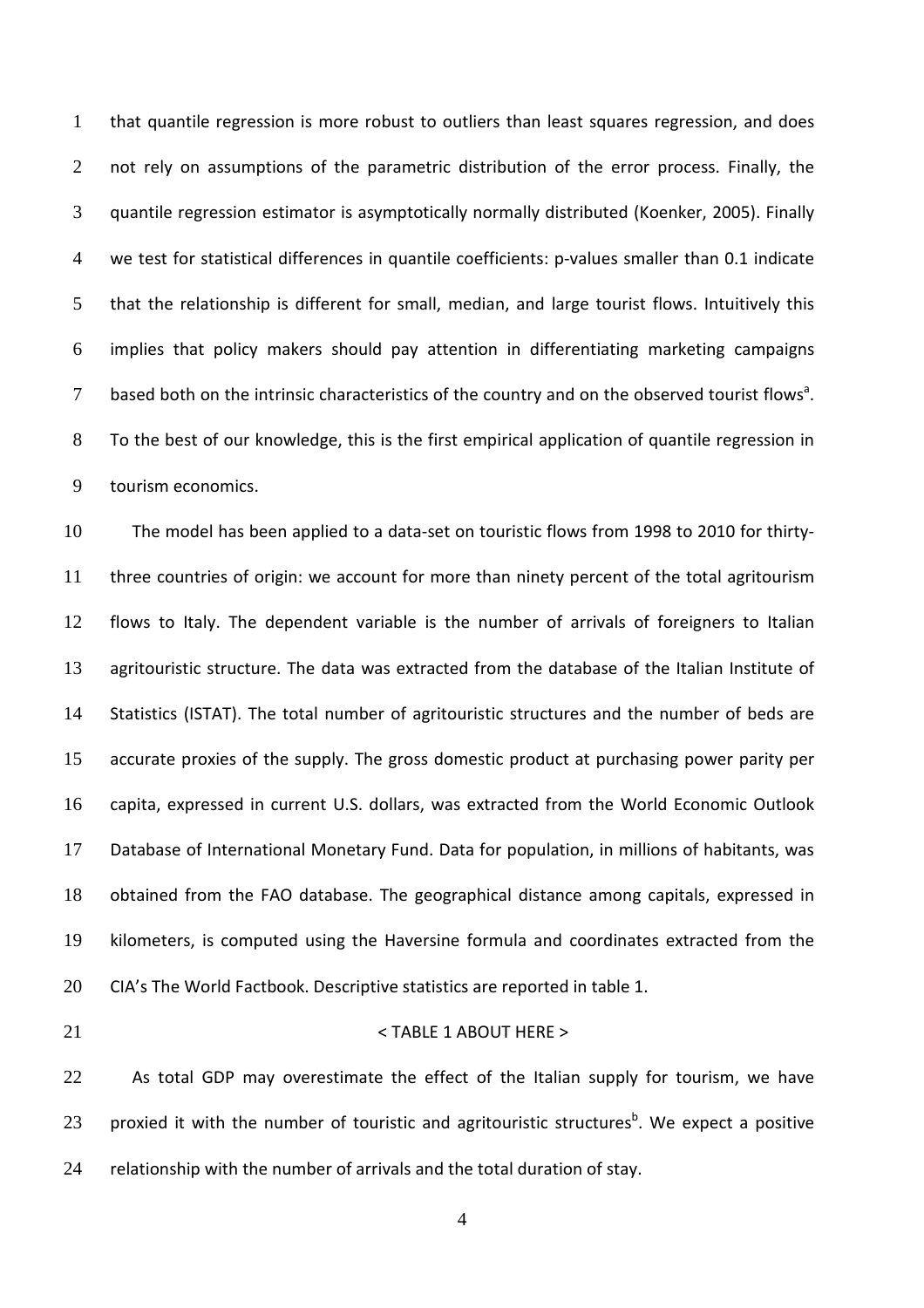that quantile regression is more robust to outliers than least squares regression, and does not rely on assumptions of the parametric distribution of the error process. Finally, the quantile regression estimator is asymptotically normally distributed (Koenker, 2005). Finally we test for statistical differences in quantile coefficients: p-values smaller than 0.1 indicate that the relationship is different for small, median, and large tourist flows. Intuitively this implies that policy makers should pay attention in differentiating marketing campaigns based both on the intrinsic characteristics of the country and on the observed tourist flows[a]. To the best of our knowledge, this is the first empirical application of quantile regression in tourism economics.

The model has been applied to a data-set on touristic flows from 1998 to 2010 for thirty-three countries of origin: we account for more than ninety percent of the total agritourism flows to Italy. The dependent variable is the number of arrivals of foreigners to Italian agritouristic structure. The data was extracted from the database of the Italian Institute of Statistics (ISTAT). The total number of agritouristic structures and the number of beds are accurate proxies of the supply. The gross domestic product at purchasing power parity per capita, expressed in current U.S. dollars, was extracted from the World Economic Outlook Database of International Monetary Fund. Data for population, in millions of habitants, was obtained from the FAO database. The geographical distance among capitals, expressed in kilometers, is computed using the Haversine formula and coordinates extracted from the CIA's The World Factbook. Descriptive statistics are reported in table 1.

< TABLE 1 ABOUT HERE >

As total GDP may overestimate the effect of the Italian supply for tourism, we have proxied it with the number of touristic and agritouristic structures[b]. We expect a positive relationship with the number of arrivals and the total duration of stay.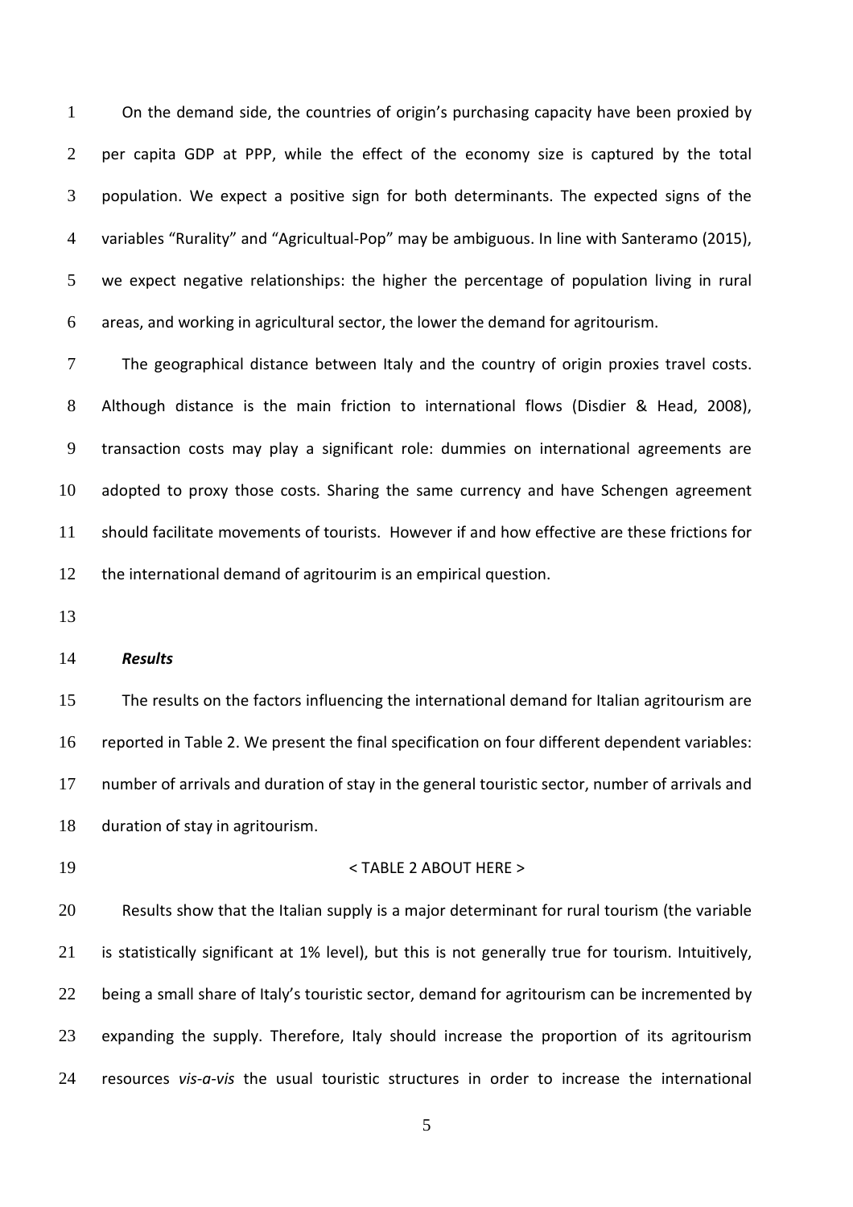On the demand side, the countries of origin's purchasing capacity have been proxied by per capita GDP at PPP, while the effect of the economy size is captured by the total population. We expect a positive sign for both determinants. The expected signs of the variables "Rurality" and "Agricultual-Pop" may be ambiguous. In line with Santeramo (2015), we expect negative relationships: the higher the percentage of population living in rural areas, and working in agricultural sector, the lower the demand for agritourism.

The geographical distance between Italy and the country of origin proxies travel costs. Although distance is the main friction to international flows (Disdier & Head, 2008), transaction costs may play a significant role: dummies on international agreements are adopted to proxy those costs. Sharing the same currency and have Schengen agreement should facilitate movements of tourists. However if and how effective are these frictions for the international demand of agritourim is an empirical question.

### *Results*

The results on the factors influencing the international demand for Italian agritourism are reported in Table 2. We present the final specification on four different dependent variables: number of arrivals and duration of stay in the general touristic sector, number of arrivals and duration of stay in agritourism.

< TABLE 2 ABOUT HERE >

Results show that the Italian supply is a major determinant for rural tourism (the variable is statistically significant at 1% level), but this is not generally true for tourism. Intuitively, being a small share of Italy's touristic sector, demand for agritourism can be incremented by expanding the supply. Therefore, Italy should increase the proportion of its agritourism resources *vis-a-vis* the usual touristic structures in order to increase the international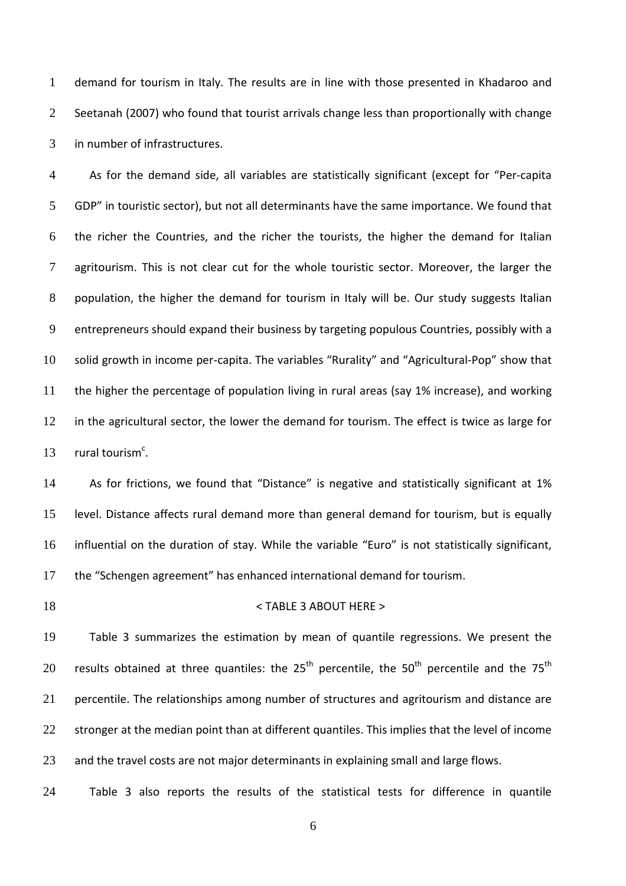demand for tourism in Italy. The results are in line with those presented in Khadaroo and Seetanah (2007) who found that tourist arrivals change less than proportionally with change in number of infrastructures.

As for the demand side, all variables are statistically significant (except for "Per-capita GDP" in touristic sector), but not all determinants have the same importance. We found that the richer the Countries, and the richer the tourists, the higher the demand for Italian agritourism. This is not clear cut for the whole touristic sector. Moreover, the larger the population, the higher the demand for tourism in Italy will be. Our study suggests Italian entrepreneurs should expand their business by targeting populous Countries, possibly with a solid growth in income per-capita. The variables "Rurality" and "Agricultural-Pop" show that the higher the percentage of population living in rural areas (say 1% increase), and working in the agricultural sector, the lower the demand for tourism. The effect is twice as large for rural tourism[c].

As for frictions, we found that "Distance" is negative and statistically significant at 1% level. Distance affects rural demand more than general demand for tourism, but is equally influential on the duration of stay. While the variable "Euro" is not statistically significant, the "Schengen agreement" has enhanced international demand for tourism.

< TABLE 3 ABOUT HERE >

Table 3 summarizes the estimation by mean of quantile regressions. We present the results obtained at three quantiles: the 25[th] percentile, the 50[th] percentile and the 75[th] percentile. The relationships among number of structures and agritourism and distance are stronger at the median point than at different quantiles. This implies that the level of income and the travel costs are not major determinants in explaining small and large flows.

Table 3 also reports the results of the statistical tests for difference in quantile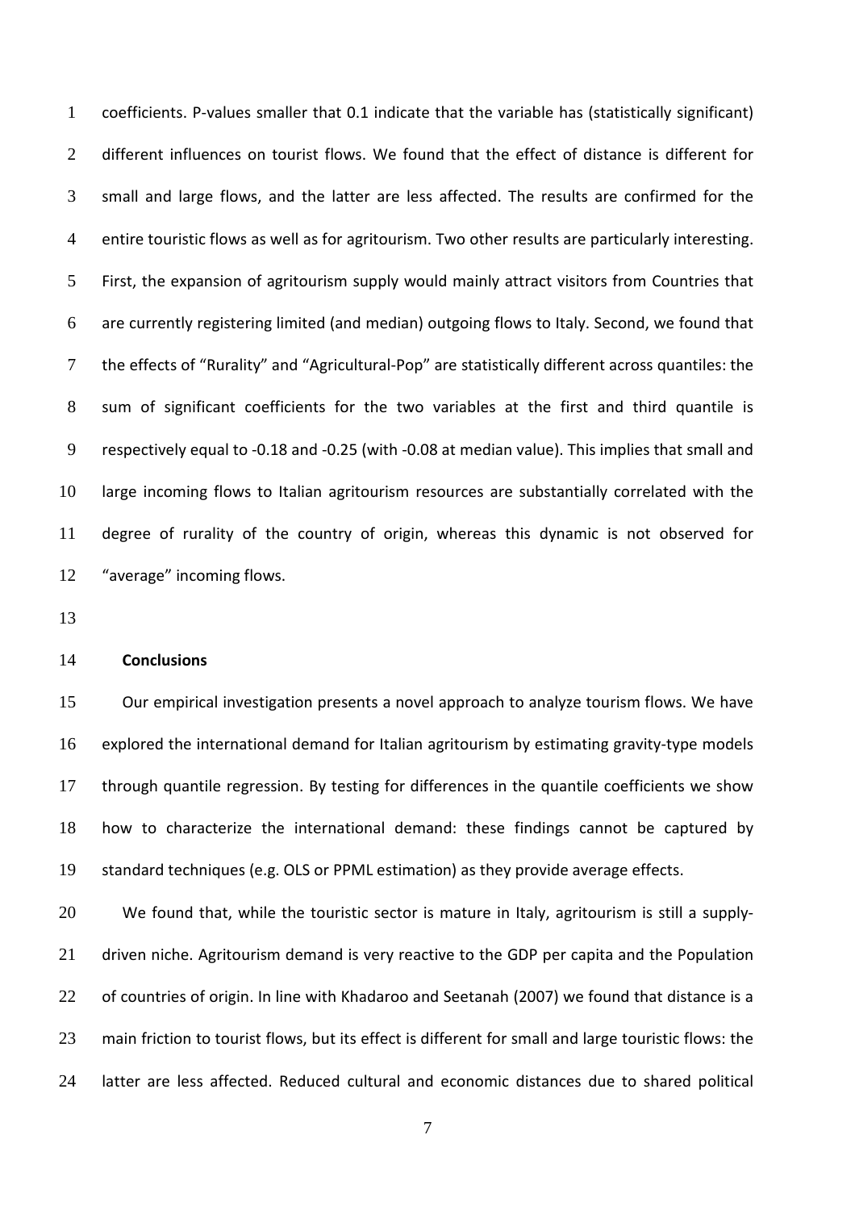coefficients. P-values smaller that 0.1 indicate that the variable has (statistically significant) different influences on tourist flows. We found that the effect of distance is different for small and large flows, and the latter are less affected. The results are confirmed for the entire touristic flows as well as for agritourism. Two other results are particularly interesting. First, the expansion of agritourism supply would mainly attract visitors from Countries that are currently registering limited (and median) outgoing flows to Italy. Second, we found that the effects of "Rurality" and "Agricultural-Pop" are statistically different across quantiles: the sum of significant coefficients for the two variables at the first and third quantile is respectively equal to -0.18 and -0.25 (with -0.08 at median value). This implies that small and large incoming flows to Italian agritourism resources are substantially correlated with the degree of rurality of the country of origin, whereas this dynamic is not observed for "average" incoming flows.

## Conclusions

Our empirical investigation presents a novel approach to analyze tourism flows. We have explored the international demand for Italian agritourism by estimating gravity-type models through quantile regression. By testing for differences in the quantile coefficients we show how to characterize the international demand: these findings cannot be captured by standard techniques (e.g. OLS or PPML estimation) as they provide average effects.

We found that, while the touristic sector is mature in Italy, agritourism is still a supply-driven niche. Agritourism demand is very reactive to the GDP per capita and the Population of countries of origin. In line with Khadaroo and Seetanah (2007) we found that distance is a main friction to tourist flows, but its effect is different for small and large touristic flows: the latter are less affected. Reduced cultural and economic distances due to shared political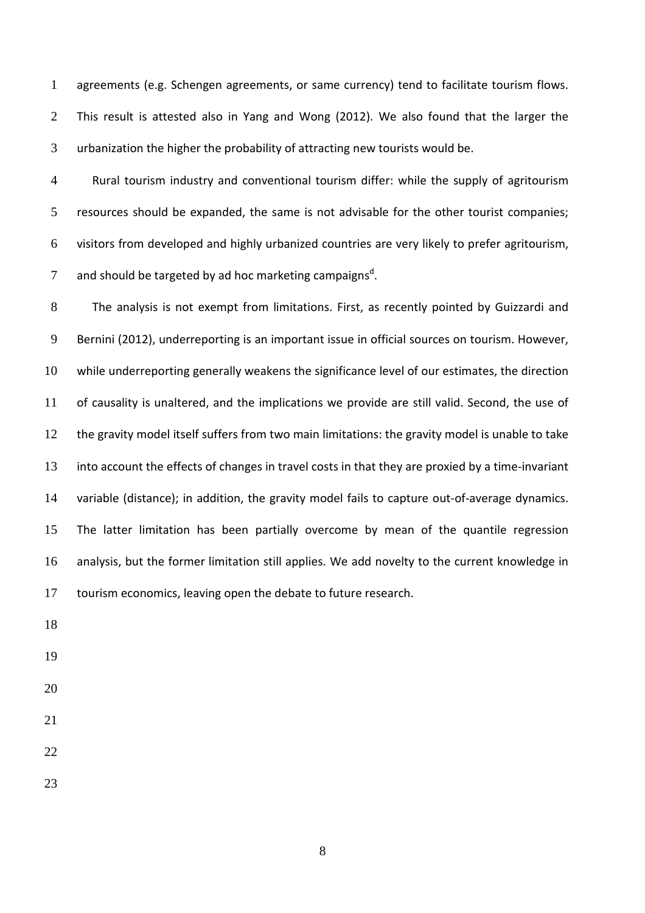agreements (e.g. Schengen agreements, or same currency) tend to facilitate tourism flows. This result is attested also in Yang and Wong (2012). We also found that the larger the urbanization the higher the probability of attracting new tourists would be.

Rural tourism industry and conventional tourism differ: while the supply of agritourism resources should be expanded, the same is not advisable for the other tourist companies; visitors from developed and highly urbanized countries are very likely to prefer agritourism, and should be targeted by ad hoc marketing campaigns[d].

The analysis is not exempt from limitations. First, as recently pointed by Guizzardi and Bernini (2012), underreporting is an important issue in official sources on tourism. However, while underreporting generally weakens the significance level of our estimates, the direction of causality is unaltered, and the implications we provide are still valid. Second, the use of the gravity model itself suffers from two main limitations: the gravity model is unable to take into account the effects of changes in travel costs in that they are proxied by a time-invariant variable (distance); in addition, the gravity model fails to capture out-of-average dynamics. The latter limitation has been partially overcome by mean of the quantile regression analysis, but the former limitation still applies. We add novelty to the current knowledge in tourism economics, leaving open the debate to future research.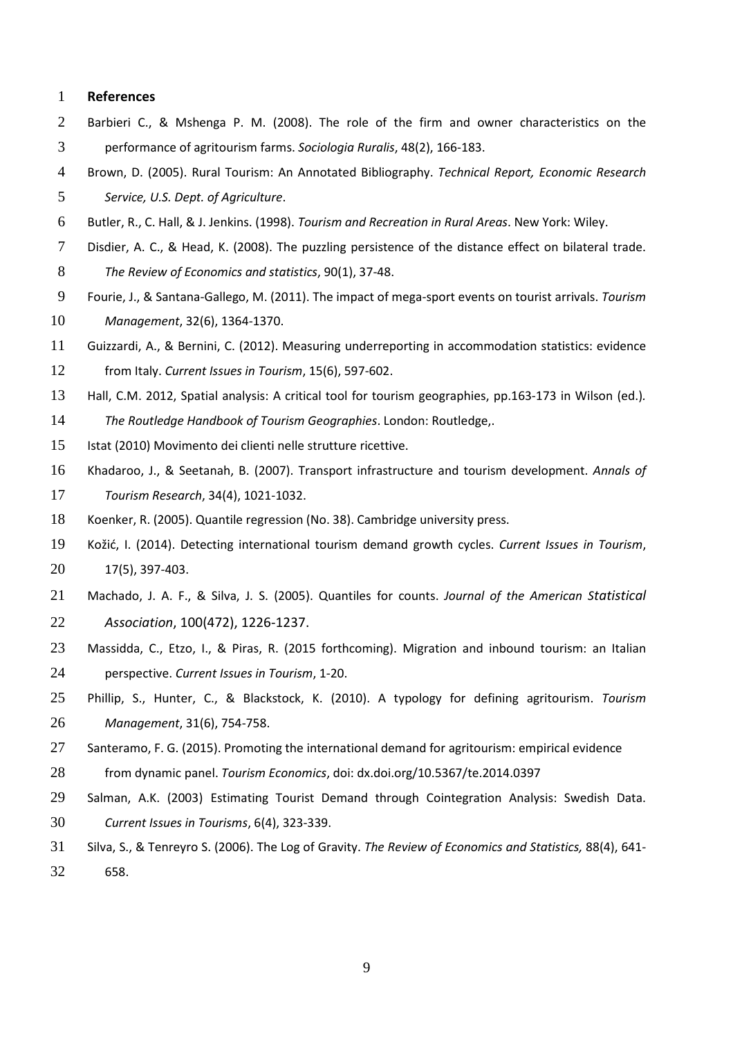## References

Barbieri C., & Mshenga P. M. (2008). The role of the firm and owner characteristics on the performance of agritourism farms. *Sociologia Ruralis*, 48(2), 166-183.

Brown, D. (2005). Rural Tourism: An Annotated Bibliography. *Technical Report, Economic Research Service, U.S. Dept. of Agriculture*.

Butler, R., C. Hall, & J. Jenkins. (1998). *Tourism and Recreation in Rural Areas*. New York: Wiley.

Disdier, A. C., & Head, K. (2008). The puzzling persistence of the distance effect on bilateral trade. *The Review of Economics and statistics*, 90(1), 37-48.

Fourie, J., & Santana-Gallego, M. (2011). The impact of mega-sport events on tourist arrivals. *Tourism Management*, 32(6), 1364-1370.

Guizzardi, A., & Bernini, C. (2012). Measuring underreporting in accommodation statistics: evidence from Italy. *Current Issues in Tourism*, 15(6), 597-602.

Hall, C.M. 2012, Spatial analysis: A critical tool for tourism geographies, pp.163-173 in Wilson (ed.). *The Routledge Handbook of Tourism Geographies*. London: Routledge,.

Istat (2010) Movimento dei clienti nelle strutture ricettive.

Khadaroo, J., & Seetanah, B. (2007). Transport infrastructure and tourism development. *Annals of Tourism Research*, 34(4), 1021-1032.

Koenker, R. (2005). Quantile regression (No. 38). Cambridge university press.

Kožić, I. (2014). Detecting international tourism demand growth cycles. *Current Issues in Tourism*, 17(5), 397-403.

Machado, J. A. F., & Silva, J. S. (2005). Quantiles for counts. *Journal of the American Statistical Association*, 100(472), 1226-1237.

Massidda, C., Etzo, I., & Piras, R. (2015 forthcoming). Migration and inbound tourism: an Italian perspective. *Current Issues in Tourism*, 1-20.

Phillip, S., Hunter, C., & Blackstock, K. (2010). A typology for defining agritourism. *Tourism Management*, 31(6), 754-758.

Santeramo, F. G. (2015). Promoting the international demand for agritourism: empirical evidence from dynamic panel. *Tourism Economics*, doi: dx.doi.org/10.5367/te.2014.0397

Salman, A.K. (2003) Estimating Tourist Demand through Cointegration Analysis: Swedish Data. *Current Issues in Tourisms*, 6(4), 323-339.

Silva, S., & Tenreyro S. (2006). The Log of Gravity. *The Review of Economics and Statistics,* 88(4), 641-658.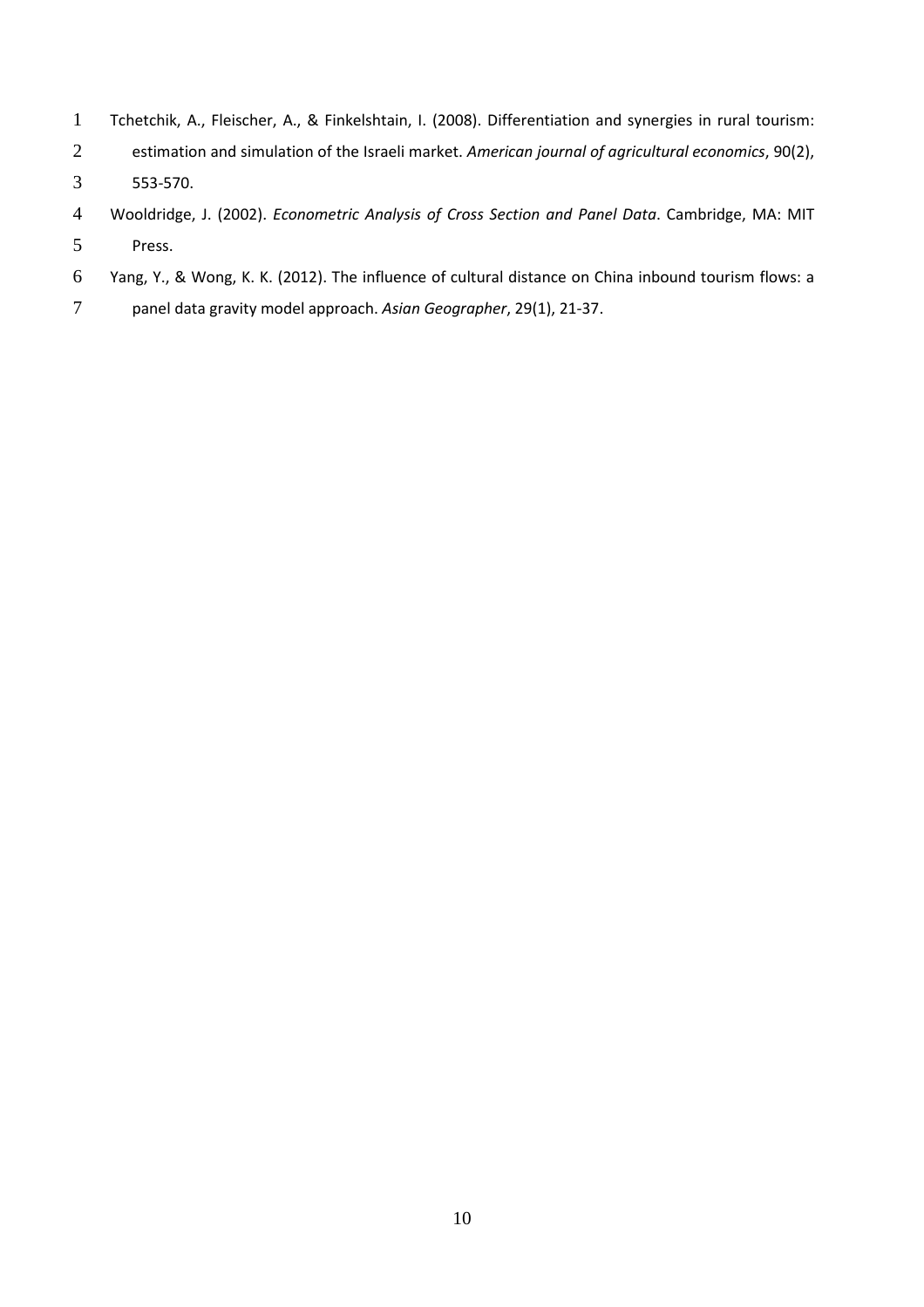Tchetchik, A., Fleischer, A., & Finkelshtain, I. (2008). Differentiation and synergies in rural tourism: estimation and simulation of the Israeli market. *American journal of agricultural economics*, 90(2), 553-570.

Wooldridge, J. (2002). *Econometric Analysis of Cross Section and Panel Data*. Cambridge, MA: MIT Press.

Yang, Y., & Wong, K. K. (2012). The influence of cultural distance on China inbound tourism flows: a panel data gravity model approach. *Asian Geographer*, 29(1), 21-37.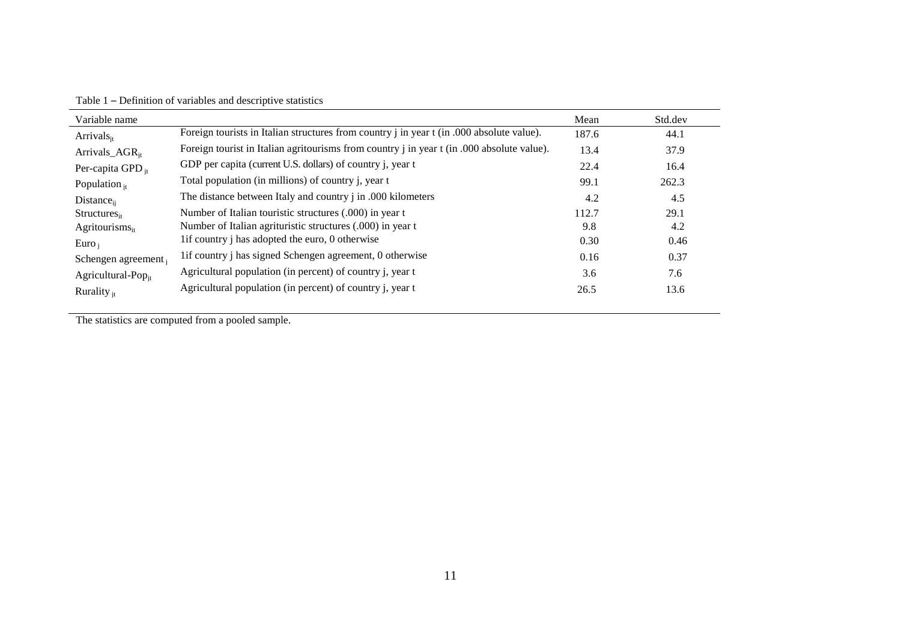Table 1 – Definition of variables and descriptive statistics

| Variable name | | Mean | Std.dev |
|---|---|---|---|
| $Arrivals_{jt}$ | Foreign tourists in Italian structures from country j in year t (in .000 absolute value). | 187.6 | 44.1 |
| $Arrivals\_AGR_{jt}$ | Foreign tourist in Italian agritourisms from country j in year t (in .000 absolute value). | 13.4 | 37.9 |
| Per-capita $GPD_{jt}$ | GDP per capita (current U.S. dollars) of country j, year t | 22.4 | 16.4 |
| $Population_{jt}$ | Total population (in millions) of country j, year t | 99.1 | 262.3 |
| $Distance_{ij}$ | The distance between Italy and country j in .000 kilometers | 4.2 | 4.5 |
| $Structures_{it}$ | Number of Italian touristic structures (.000) in year t | 112.7 | 29.1 |
| $Agritourisms_{it}$ | Number of Italian agrituristic structures (.000) in year t | 9.8 | 4.2 |
| $Euro_{j}$ | 1if country j has adopted the euro, 0 otherwise | 0.30 | 0.46 |
| Schengen $agreement_{j}$ | 1if country j has signed Schengen agreement, 0 otherwise | 0.16 | 0.37 |
| $Agricultural\text{-}Pop_{jt}$ | Agricultural population (in percent) of country j, year t | 3.6 | 7.6 |
| $Rurality_{jt}$ | Agricultural population (in percent) of country j, year t | 26.5 | 13.6 |

The statistics are computed from a pooled sample.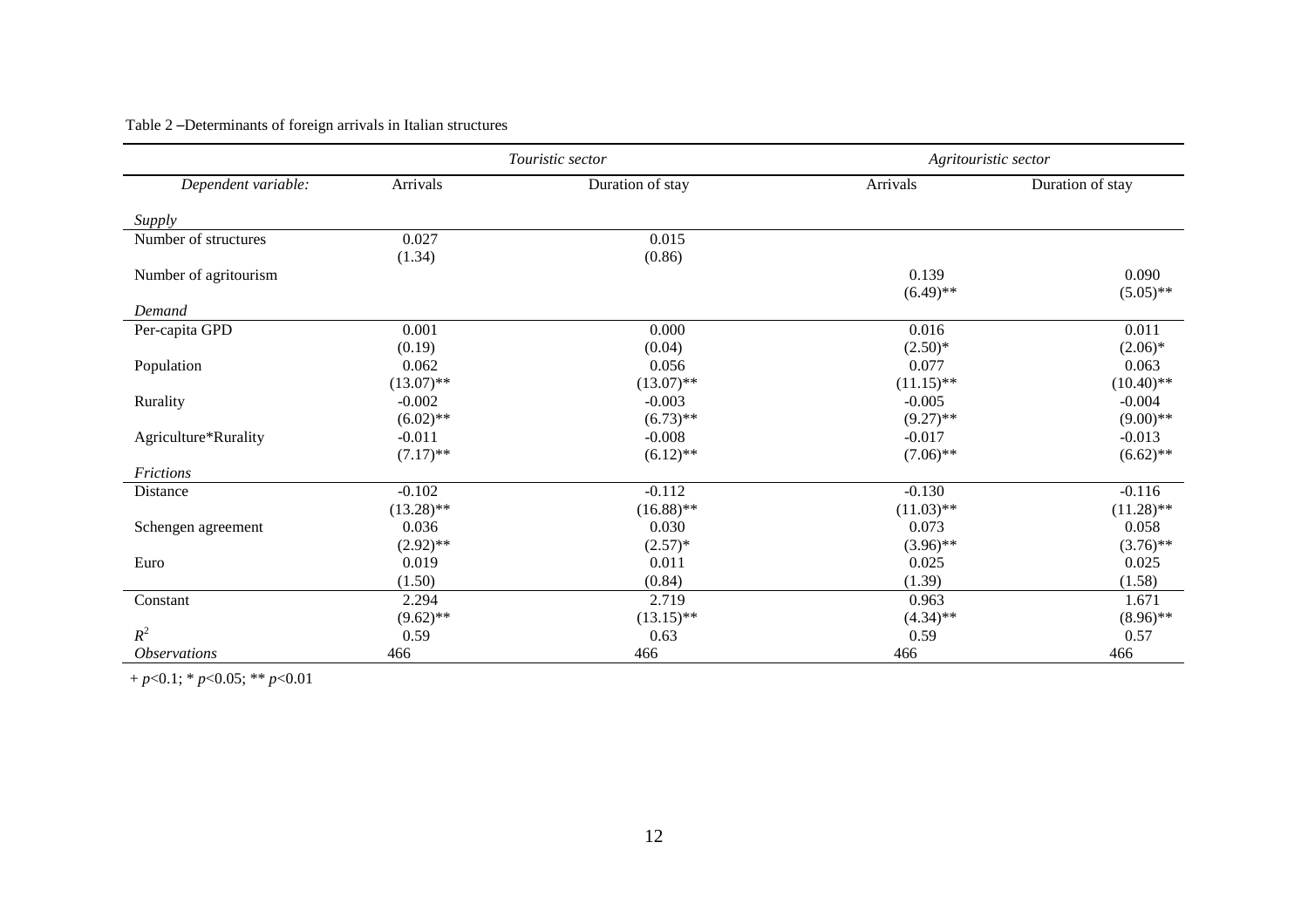Table 2 –Determinants of foreign arrivals in Italian structures

| | *Touristic sector* | | *Agritouristic sector* | |
|---|---|---|---|---|
| *Dependent variable:* | Arrivals | Duration of stay | Arrivals | Duration of stay |
| *Supply* | | | | |
| Number of structures | 0.027 | 0.015 | | |
| | (1.34) | (0.86) | | |
| Number of agritourism | | | 0.139 | 0.090 |
| | | | (6.49)** | (5.05)** |
| *Demand* | | | | |
| Per-capita GPD | 0.001 | 0.000 | 0.016 | 0.011 |
| | (0.19) | (0.04) | (2.50)* | (2.06)* |
| Population | 0.062 | 0.056 | 0.077 | 0.063 |
| | (13.07)** | (13.07)** | (11.15)** | (10.40)** |
| Rurality | -0.002 | -0.003 | -0.005 | -0.004 |
| | (6.02)** | (6.73)** | (9.27)** | (9.00)** |
| Agriculture*Rurality | -0.011 | -0.008 | -0.017 | -0.013 |
| | (7.17)** | (6.12)** | (7.06)** | (6.62)** |
| *Frictions* | | | | |
| Distance | -0.102 | -0.112 | -0.130 | -0.116 |
| | (13.28)** | (16.88)** | (11.03)** | (11.28)** |
| Schengen agreement | 0.036 | 0.030 | 0.073 | 0.058 |
| | (2.92)** | (2.57)* | (3.96)** | (3.76)** |
| Euro | 0.019 | 0.011 | 0.025 | 0.025 |
| | (1.50) | (0.84) | (1.39) | (1.58) |
| Constant | 2.294 | 2.719 | 0.963 | 1.671 |
| | (9.62)** | (13.15)** | (4.34)** | (8.96)** |
| $R^2$ | 0.59 | 0.63 | 0.59 | 0.57 |
| *Observations* | 466 | 466 | 466 | 466 |

+ $p<0.1$; * $p<0.05$; ** $p<0.01$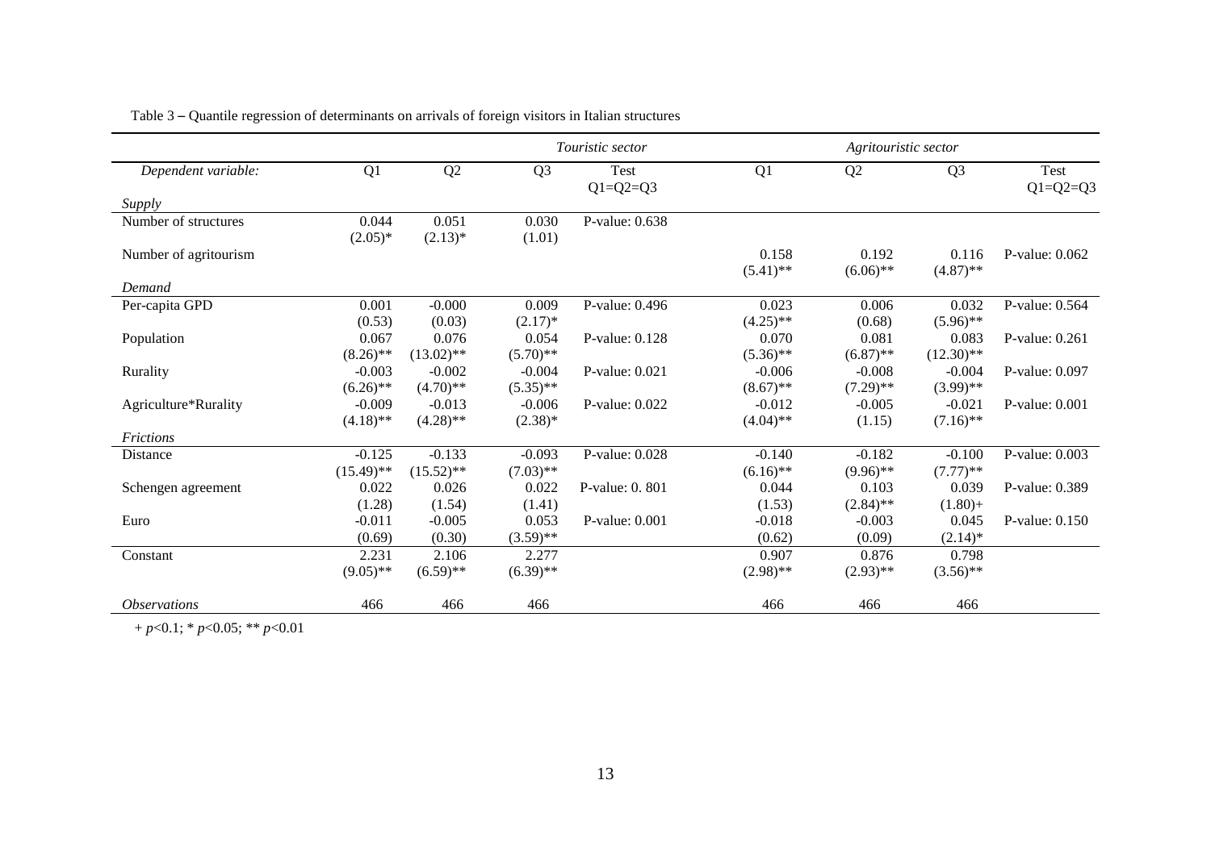Table 3 – Quantile regression of determinants on arrivals of foreign visitors in Italian structures

| | *Touristic sector* | | | | *Agritouristic sector* | | | |
|---|---|---|---|---|---|---|---|---|
| *Dependent variable:* | Q1 | Q2 | Q3 | Test Q1=Q2=Q3 | Q1 | Q2 | Q3 | Test Q1=Q2=Q3 |
| *Supply* | | | | | | | | |
| Number of structures | 0.044 | 0.051 | 0.030 | P-value: 0.638 | | | | |
| | (2.05)* | (2.13)* | (1.01) | | | | | |
| Number of agritourism | | | | | 0.158 | 0.192 | 0.116 | P-value: 0.062 |
| | | | | | (5.41)** | (6.06)** | (4.87)** | |
| *Demand* | | | | | | | | |
| Per-capita GPD | 0.001 | -0.000 | 0.009 | P-value: 0.496 | 0.023 | 0.006 | 0.032 | P-value: 0.564 |
| | (0.53) | (0.03) | (2.17)* | | (4.25)** | (0.68) | (5.96)** | |
| Population | 0.067 | 0.076 | 0.054 | P-value: 0.128 | 0.070 | 0.081 | 0.083 | P-value: 0.261 |
| | (8.26)** | (13.02)** | (5.70)** | | (5.36)** | (6.87)** | (12.30)** | |
| Rurality | -0.003 | -0.002 | -0.004 | P-value: 0.021 | -0.006 | -0.008 | -0.004 | P-value: 0.097 |
| | (6.26)** | (4.70)** | (5.35)** | | (8.67)** | (7.29)** | (3.99)** | |
| Agriculture*Rurality | -0.009 | -0.013 | -0.006 | P-value: 0.022 | -0.012 | -0.005 | -0.021 | P-value: 0.001 |
| | (4.18)** | (4.28)** | (2.38)* | | (4.04)** | (1.15) | (7.16)** | |
| *Frictions* | | | | | | | | |
| Distance | -0.125 | -0.133 | -0.093 | P-value: 0.028 | -0.140 | -0.182 | -0.100 | P-value: 0.003 |
| | (15.49)** | (15.52)** | (7.03)** | | (6.16)** | (9.96)** | (7.77)** | |
| Schengen agreement | 0.022 | 0.026 | 0.022 | P-value: 0. 801 | 0.044 | 0.103 | 0.039 | P-value: 0.389 |
| | (1.28) | (1.54) | (1.41) | | (1.53) | (2.84)** | (1.80)+ | |
| Euro | -0.011 | -0.005 | 0.053 | P-value: 0.001 | -0.018 | -0.003 | 0.045 | P-value: 0.150 |
| | (0.69) | (0.30) | (3.59)** | | (0.62) | (0.09) | (2.14)* | |
| Constant | 2.231 | 2.106 | 2.277 | | 0.907 | 0.876 | 0.798 | |
| | (9.05)** | (6.59)** | (6.39)** | | (2.98)** | (2.93)** | (3.56)** | |
| *Observations* | 466 | 466 | 466 | | 466 | 466 | 466 | |

+ $p<0.1$; * $p<0.05$; ** $p<0.01$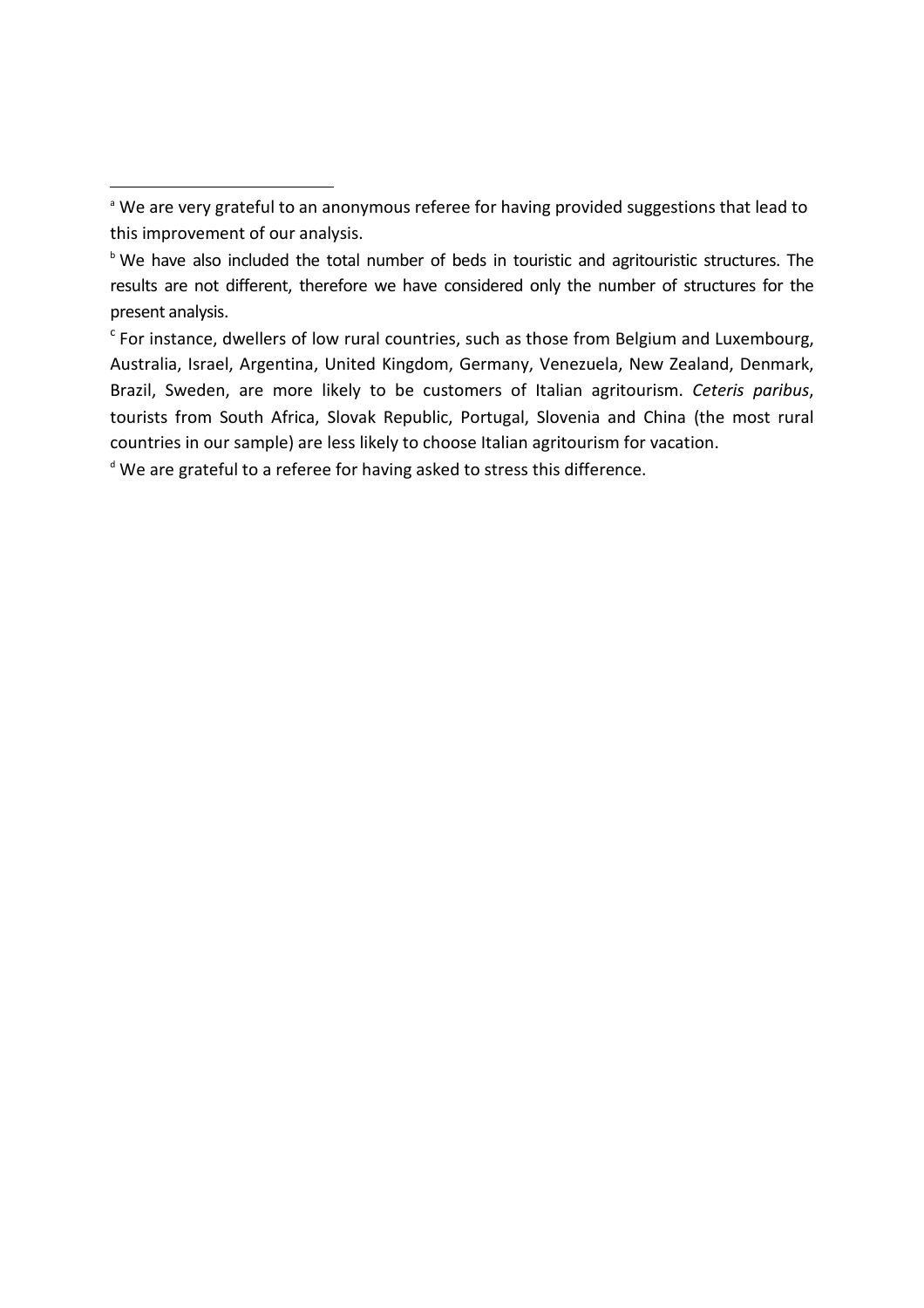---

[a] We are very grateful to an anonymous referee for having provided suggestions that lead to this improvement of our analysis.

[b] We have also included the total number of beds in touristic and agritouristic structures. The results are not different, therefore we have considered only the number of structures for the present analysis.

[c] For instance, dwellers of low rural countries, such as those from Belgium and Luxembourg, Australia, Israel, Argentina, United Kingdom, Germany, Venezuela, New Zealand, Denmark, Brazil, Sweden, are more likely to be customers of Italian agritourism. *Ceteris paribus*, tourists from South Africa, Slovak Republic, Portugal, Slovenia and China (the most rural countries in our sample) are less likely to choose Italian agritourism for vacation.

[d] We are grateful to a referee for having asked to stress this difference.